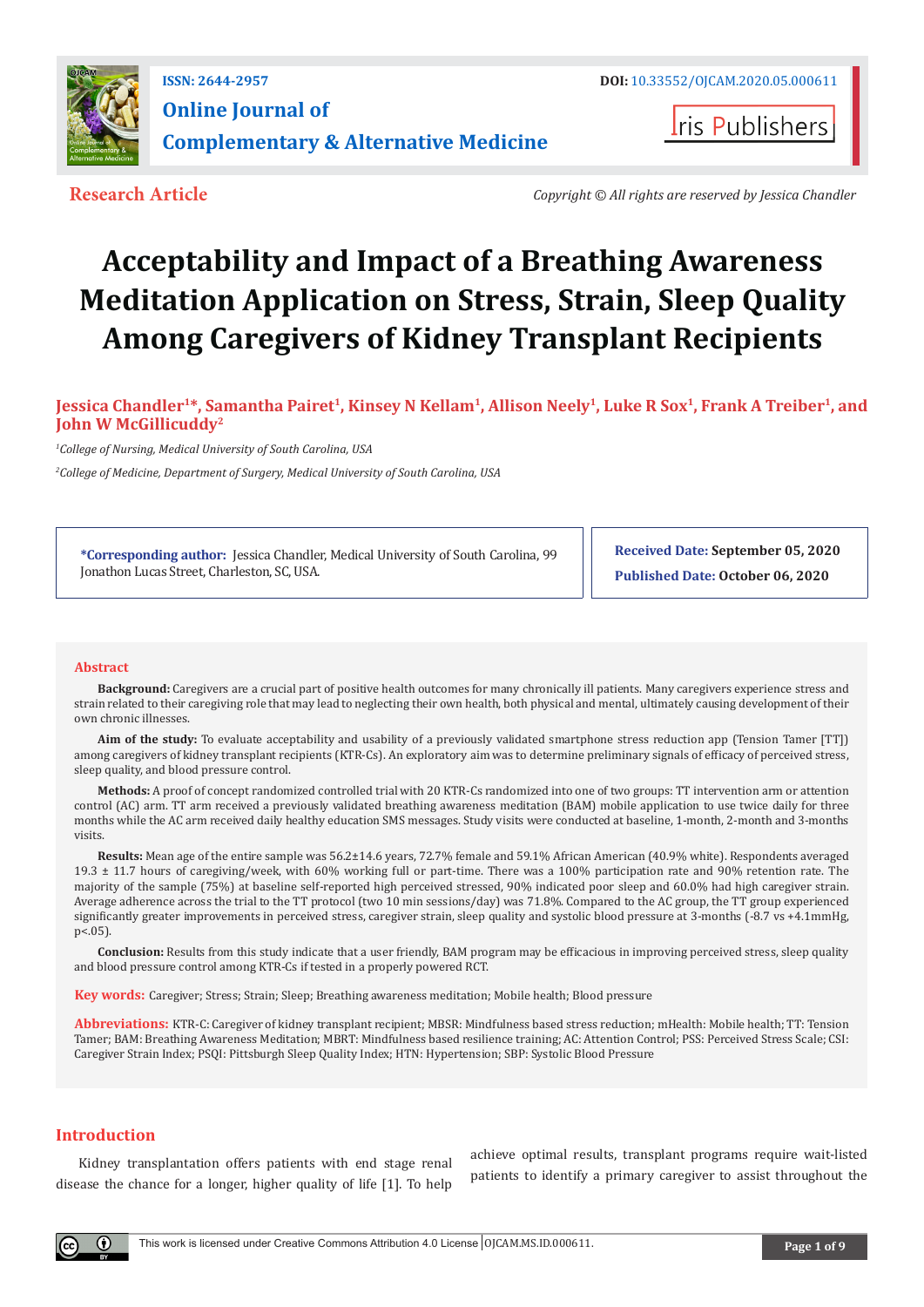**Research Article**

*Copyright © All rights are reserved by Jessica Chandler*

# Acceptability and Impact of a Breathing Awareness Meditation Application on Stress, Strain, Sleep Quality Among Caregivers of Kidney Transplant Recipients

**Jessica Chandler[1]*, Samantha Pairet[1], Kinsey N Kellam[1], Allison Neely[1], Luke R Sox[1], Frank A Treiber[1], and John W McGillicuddy[2]**

[1]*College of Nursing, Medical University of South Carolina, USA*

[2]*College of Medicine, Department of Surgery, Medical University of South Carolina, USA*

***Corresponding author:** Jessica Chandler, Medical University of South Carolina, 99 Jonathon Lucas Street, Charleston, SC, USA.

**Received Date:** September 05, 2020

**Published Date:** October 06, 2020

## Abstract

**Background:** Caregivers are a crucial part of positive health outcomes for many chronically ill patients. Many caregivers experience stress and strain related to their caregiving role that may lead to neglecting their own health, both physical and mental, ultimately causing development of their own chronic illnesses.

**Aim of the study:** To evaluate acceptability and usability of a previously validated smartphone stress reduction app (Tension Tamer [TT]) among caregivers of kidney transplant recipients (KTR-Cs). An exploratory aim was to determine preliminary signals of efficacy of perceived stress, sleep quality, and blood pressure control.

**Methods:** A proof of concept randomized controlled trial with 20 KTR-Cs randomized into one of two groups: TT intervention arm or attention control (AC) arm. TT arm received a previously validated breathing awareness meditation (BAM) mobile application to use twice daily for three months while the AC arm received daily healthy education SMS messages. Study visits were conducted at baseline, 1-month, 2-month and 3-months visits.

**Results:** Mean age of the entire sample was 56.2±14.6 years, 72.7% female and 59.1% African American (40.9% white). Respondents averaged 19.3 ± 11.7 hours of caregiving/week, with 60% working full or part-time. There was a 100% participation rate and 90% retention rate. The majority of the sample (75%) at baseline self-reported high perceived stressed, 90% indicated poor sleep and 60.0% had high caregiver strain. Average adherence across the trial to the TT protocol (two 10 min sessions/day) was 71.8%. Compared to the AC group, the TT group experienced significantly greater improvements in perceived stress, caregiver strain, sleep quality and systolic blood pressure at 3-months (-8.7 vs +4.1mmHg, $p<.05$).

**Conclusion:** Results from this study indicate that a user friendly, BAM program may be efficacious in improving perceived stress, sleep quality and blood pressure control among KTR-Cs if tested in a properly powered RCT.

**Key words:** Caregiver; Stress; Strain; Sleep; Breathing awareness meditation; Mobile health; Blood pressure

**Abbreviations:** KTR-C: Caregiver of kidney transplant recipient; MBSR: Mindfulness based stress reduction; mHealth: Mobile health; TT: Tension Tamer; BAM: Breathing Awareness Meditation; MBRT: Mindfulness based resilience training; AC: Attention Control; PSS: Perceived Stress Scale; CSI: Caregiver Strain Index; PSQI: Pittsburgh Sleep Quality Index; HTN: Hypertension; SBP: Systolic Blood Pressure

## Introduction

Kidney transplantation offers patients with end stage renal disease the chance for a longer, higher quality of life [1]. To help achieve optimal results, transplant programs require wait-listed patients to identify a primary caregiver to assist throughout the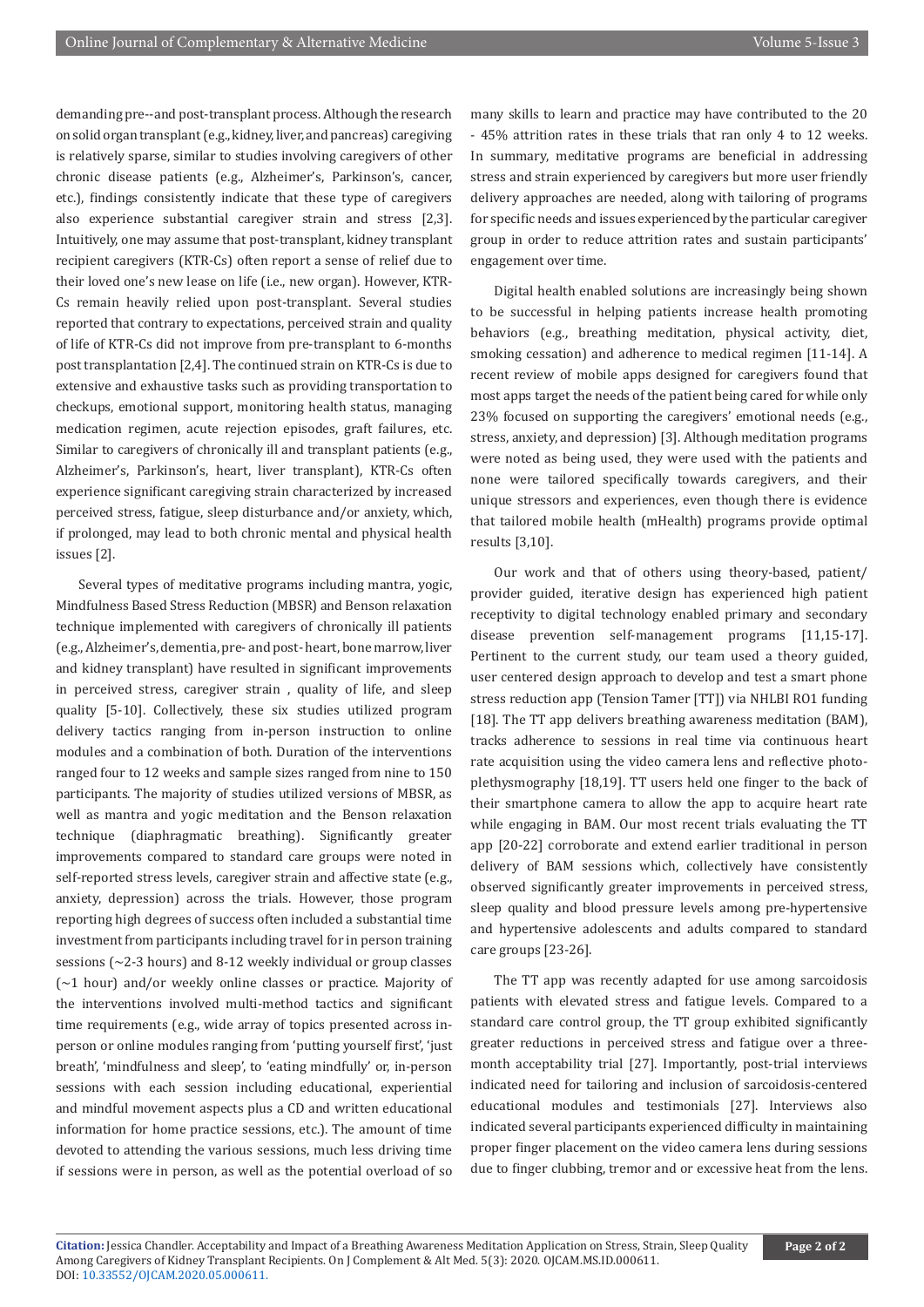demanding pre--and post-transplant process. Although the research on solid organ transplant (e.g., kidney, liver, and pancreas) caregiving is relatively sparse, similar to studies involving caregivers of other chronic disease patients (e.g., Alzheimer's, Parkinson's, cancer, etc.), findings consistently indicate that these type of caregivers also experience substantial caregiver strain and stress [2,3]. Intuitively, one may assume that post-transplant, kidney transplant recipient caregivers (KTR-Cs) often report a sense of relief due to their loved one's new lease on life (i.e., new organ). However, KTR-Cs remain heavily relied upon post-transplant. Several studies reported that contrary to expectations, perceived strain and quality of life of KTR-Cs did not improve from pre-transplant to 6-months post transplantation [2,4]. The continued strain on KTR-Cs is due to extensive and exhaustive tasks such as providing transportation to checkups, emotional support, monitoring health status, managing medication regimen, acute rejection episodes, graft failures, etc. Similar to caregivers of chronically ill and transplant patients (e.g., Alzheimer's, Parkinson's, heart, liver transplant), KTR-Cs often experience significant caregiving strain characterized by increased perceived stress, fatigue, sleep disturbance and/or anxiety, which, if prolonged, may lead to both chronic mental and physical health issues [2].

Several types of meditative programs including mantra, yogic, Mindfulness Based Stress Reduction (MBSR) and Benson relaxation technique implemented with caregivers of chronically ill patients (e.g., Alzheimer's, dementia, pre- and post- heart, bone marrow, liver and kidney transplant) have resulted in significant improvements in perceived stress, caregiver strain , quality of life, and sleep quality [5-10]. Collectively, these six studies utilized program delivery tactics ranging from in-person instruction to online modules and a combination of both. Duration of the interventions ranged four to 12 weeks and sample sizes ranged from nine to 150 participants. The majority of studies utilized versions of MBSR, as well as mantra and yogic meditation and the Benson relaxation technique (diaphragmatic breathing). Significantly greater improvements compared to standard care groups were noted in self-reported stress levels, caregiver strain and affective state (e.g., anxiety, depression) across the trials. However, those program reporting high degrees of success often included a substantial time investment from participants including travel for in person training sessions (~2-3 hours) and 8-12 weekly individual or group classes (~1 hour) and/or weekly online classes or practice. Majority of the interventions involved multi-method tactics and significant time requirements (e.g., wide array of topics presented across in-person or online modules ranging from 'putting yourself first', 'just breath', 'mindfulness and sleep', to 'eating mindfully' or, in-person sessions with each session including educational, experiential and mindful movement aspects plus a CD and written educational information for home practice sessions, etc.). The amount of time devoted to attending the various sessions, much less driving time if sessions were in person, as well as the potential overload of so many skills to learn and practice may have contributed to the 20 - 45% attrition rates in these trials that ran only 4 to 12 weeks. In summary, meditative programs are beneficial in addressing stress and strain experienced by caregivers but more user friendly delivery approaches are needed, along with tailoring of programs for specific needs and issues experienced by the particular caregiver group in order to reduce attrition rates and sustain participants' engagement over time.

Digital health enabled solutions are increasingly being shown to be successful in helping patients increase health promoting behaviors (e.g., breathing meditation, physical activity, diet, smoking cessation) and adherence to medical regimen [11-14]. A recent review of mobile apps designed for caregivers found that most apps target the needs of the patient being cared for while only 23% focused on supporting the caregivers' emotional needs (e.g., stress, anxiety, and depression) [3]. Although meditation programs were noted as being used, they were used with the patients and none were tailored specifically towards caregivers, and their unique stressors and experiences, even though there is evidence that tailored mobile health (mHealth) programs provide optimal results [3,10].

Our work and that of others using theory-based, patient/provider guided, iterative design has experienced high patient receptivity to digital technology enabled primary and secondary disease prevention self-management programs [11,15-17]. Pertinent to the current study, our team used a theory guided, user centered design approach to develop and test a smart phone stress reduction app (Tension Tamer [TT]) via NHLBI RO1 funding [18]. The TT app delivers breathing awareness meditation (BAM), tracks adherence to sessions in real time via continuous heart rate acquisition using the video camera lens and reflective photoplethysmography [18,19]. TT users held one finger to the back of their smartphone camera to allow the app to acquire heart rate while engaging in BAM. Our most recent trials evaluating the TT app [20-22] corroborate and extend earlier traditional in person delivery of BAM sessions which, collectively have consistently observed significantly greater improvements in perceived stress, sleep quality and blood pressure levels among pre-hypertensive and hypertensive adolescents and adults compared to standard care groups [23-26].

The TT app was recently adapted for use among sarcoidosis patients with elevated stress and fatigue levels. Compared to a standard care control group, the TT group exhibited significantly greater reductions in perceived stress and fatigue over a three-month acceptability trial [27]. Importantly, post-trial interviews indicated need for tailoring and inclusion of sarcoidosis-centered educational modules and testimonials [27]. Interviews also indicated several participants experienced difficulty in maintaining proper finger placement on the video camera lens during sessions due to finger clubbing, tremor and or excessive heat from the lens.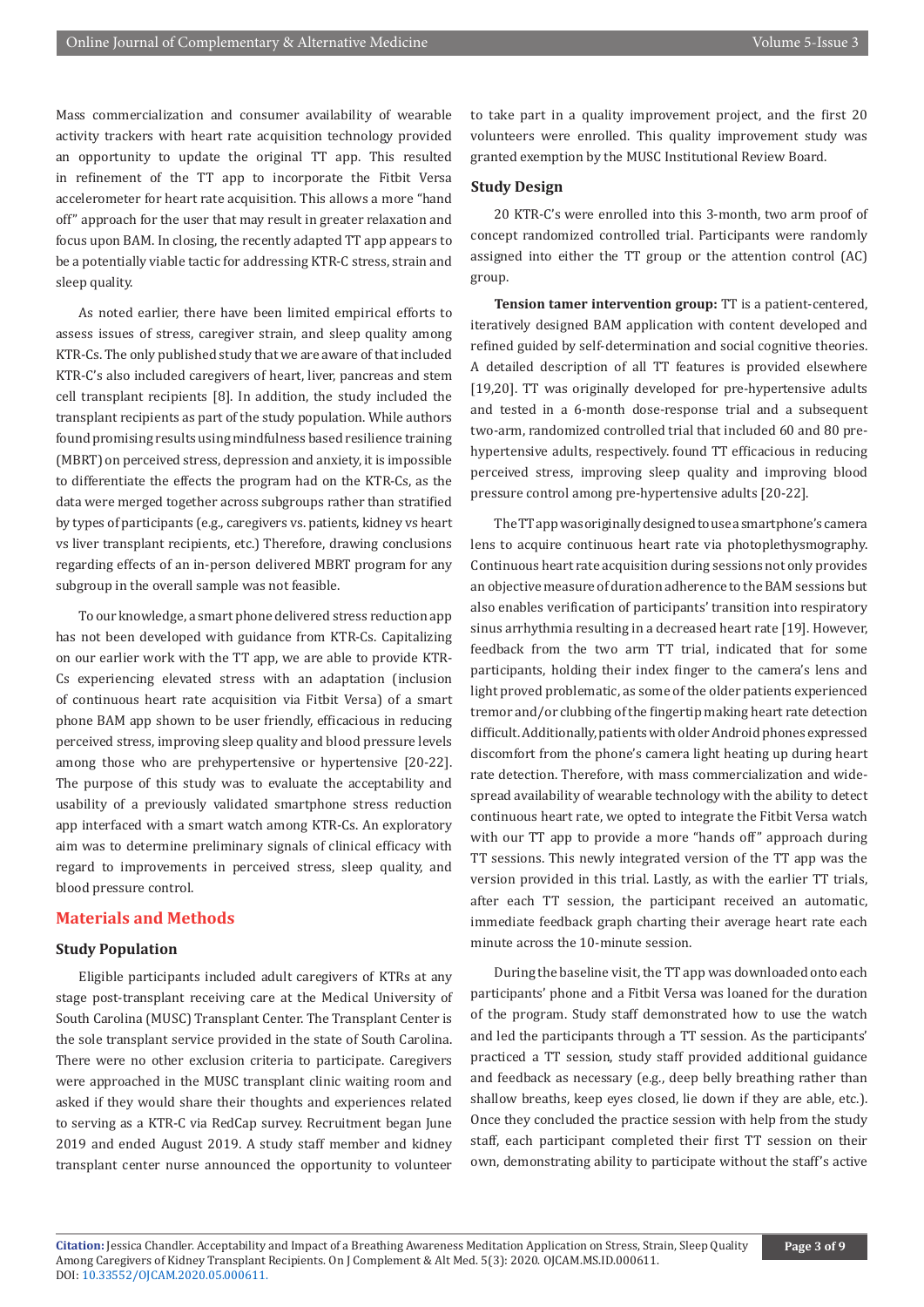Mass commercialization and consumer availability of wearable activity trackers with heart rate acquisition technology provided an opportunity to update the original TT app. This resulted in refinement of the TT app to incorporate the Fitbit Versa accelerometer for heart rate acquisition. This allows a more "hand off" approach for the user that may result in greater relaxation and focus upon BAM. In closing, the recently adapted TT app appears to be a potentially viable tactic for addressing KTR-C stress, strain and sleep quality.

As noted earlier, there have been limited empirical efforts to assess issues of stress, caregiver strain, and sleep quality among KTR-Cs. The only published study that we are aware of that included KTR-C's also included caregivers of heart, liver, pancreas and stem cell transplant recipients [8]. In addition, the study included the transplant recipients as part of the study population. While authors found promising results using mindfulness based resilience training (MBRT) on perceived stress, depression and anxiety, it is impossible to differentiate the effects the program had on the KTR-Cs, as the data were merged together across subgroups rather than stratified by types of participants (e.g., caregivers vs. patients, kidney vs heart vs liver transplant recipients, etc.) Therefore, drawing conclusions regarding effects of an in-person delivered MBRT program for any subgroup in the overall sample was not feasible.

To our knowledge, a smart phone delivered stress reduction app has not been developed with guidance from KTR-Cs. Capitalizing on our earlier work with the TT app, we are able to provide KTR-Cs experiencing elevated stress with an adaptation (inclusion of continuous heart rate acquisition via Fitbit Versa) of a smart phone BAM app shown to be user friendly, efficacious in reducing perceived stress, improving sleep quality and blood pressure levels among those who are prehypertensive or hypertensive [20-22]. The purpose of this study was to evaluate the acceptability and usability of a previously validated smartphone stress reduction app interfaced with a smart watch among KTR-Cs. An exploratory aim was to determine preliminary signals of clinical efficacy with regard to improvements in perceived stress, sleep quality, and blood pressure control.

## Materials and Methods

### Study Population

Eligible participants included adult caregivers of KTRs at any stage post-transplant receiving care at the Medical University of South Carolina (MUSC) Transplant Center. The Transplant Center is the sole transplant service provided in the state of South Carolina. There were no other exclusion criteria to participate. Caregivers were approached in the MUSC transplant clinic waiting room and asked if they would share their thoughts and experiences related to serving as a KTR-C via RedCap survey. Recruitment began June 2019 and ended August 2019. A study staff member and kidney transplant center nurse announced the opportunity to volunteer to take part in a quality improvement project, and the first 20 volunteers were enrolled. This quality improvement study was granted exemption by the MUSC Institutional Review Board.

### Study Design

20 KTR-C's were enrolled into this 3-month, two arm proof of concept randomized controlled trial. Participants were randomly assigned into either the TT group or the attention control (AC) group.

**Tension tamer intervention group:** TT is a patient-centered, iteratively designed BAM application with content developed and refined guided by self-determination and social cognitive theories. A detailed description of all TT features is provided elsewhere [19,20]. TT was originally developed for pre-hypertensive adults and tested in a 6-month dose-response trial and a subsequent two-arm, randomized controlled trial that included 60 and 80 pre-hypertensive adults, respectively. found TT efficacious in reducing perceived stress, improving sleep quality and improving blood pressure control among pre-hypertensive adults [20-22].

The TT app was originally designed to use a smartphone's camera lens to acquire continuous heart via photoplethysmography. Continuous heart rate acquisition during sessions not only provides an objective measure of duration adherence to the BAM sessions but also enables verification of participants' transition into respiratory sinus arrhythmia resulting in a decreased heart rate [19]. However, feedback from the two arm TT trial, indicated that for some participants, holding their index finger to the camera's lens and light proved problematic, as some of the older patients experienced tremor and/or clubbing of the fingertip making heart rate detection difficult. Additionally, patients with older Android phones expressed discomfort from the phone's camera light heating up during heart rate detection. Therefore, with mass commercialization and wide-spread availability of wearable technology with the ability to detect continuous heart rate, we opted to integrate the Fitbit Versa watch with our TT app to provide a more "hands off" approach during TT sessions. This newly integrated version of the TT app was the version provided in this trial. Lastly, as with the earlier TT trials, after each TT session, the participant received an automatic, immediate feedback graph charting their average heart rate each minute across the 10-minute session.

During the baseline visit, the TT app was downloaded onto each participants' phone and a Fitbit Versa was loaned for the duration of the program. Study staff demonstrated how to use the watch and led the participants through a TT session. As the participants' practiced a TT session, study staff provided additional guidance and feedback as necessary (e.g., deep belly breathing rather than shallow breaths, keep eyes closed, lie down if they are able, etc.). Once they concluded the practice session with help from the study staff, each participant completed their first TT session on their own, demonstrating ability to participate without the staff's active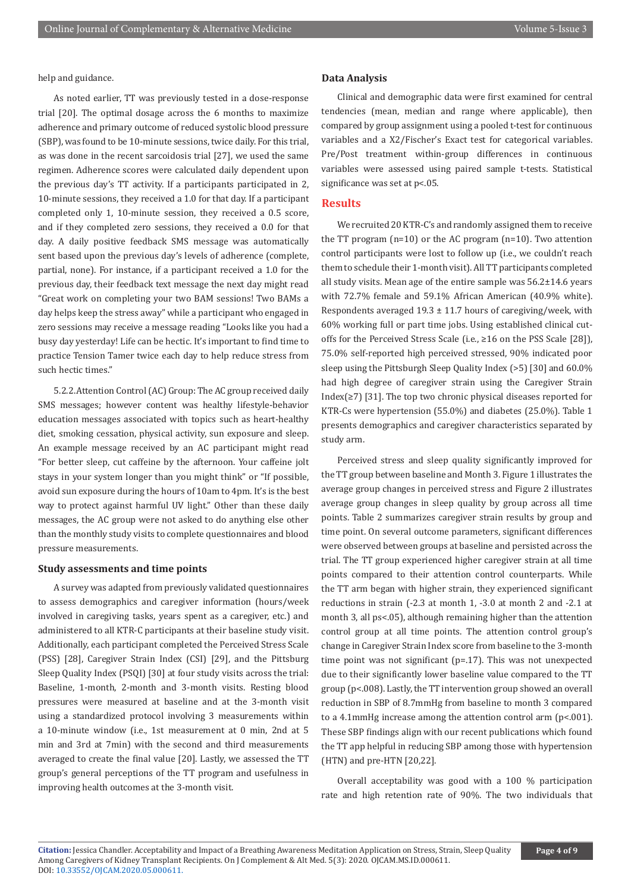help and guidance.

As noted earlier, TT was previously tested in a dose-response trial [20]. The optimal dosage across the 6 months to maximize adherence and primary outcome of reduced systolic blood pressure (SBP), was found to be 10-minute sessions, twice daily. For this trial, as was done in the recent sarcoidosis trial [27], we used the same regimen. Adherence scores were calculated daily dependent upon the previous day's TT activity. If a participants participated in 2, 10-minute sessions, they received a 1.0 for that day. If a participant completed only 1, 10-minute session, they received a 0.5 score, and if they completed zero sessions, they received a 0.0 for that day. A daily positive feedback SMS message was automatically sent based upon the previous day's levels of adherence (complete, partial, none). For instance, if a participant received a 1.0 for the previous day, their feedback text message the next day might read "Great work on completing your two BAM sessions! Two BAMs a day helps keep the stress away" while a participant who engaged in zero sessions may receive a message reading "Looks like you had a busy day yesterday! Life can be hectic. It's important to find time to practice Tension Tamer twice each day to help reduce stress from such hectic times."

5.2.2.Attention Control (AC) Group: The AC group received daily SMS messages; however content was healthy lifestyle-behavior education messages associated with topics such as heart-healthy diet, smoking cessation, physical activity, sun exposure and sleep. An example message received by an AC participant might read "For better sleep, cut caffeine by the afternoon. Your caffeine jolt stays in your system longer than you might think" or "If possible, avoid sun exposure during the hours of 10am to 4pm. It's is the best way to protect against harmful UV light." Other than these daily messages, the AC group were not asked to do anything else other than the monthly study visits to complete questionnaires and blood pressure measurements.

### Study assessments and time points

A survey was adapted from previously validated questionnaires to assess demographics and caregiver information (hours/week involved in caregiving tasks, years spent as a caregiver, etc.) and administered to all KTR-C participants at their baseline study visit. Additionally, each participant completed the Perceived Stress Scale (PSS) [28], Caregiver Strain Index (CSI) [29], and the Pittsburg Sleep Quality Index (PSQI) [30] at four study visits across the trial: Baseline, 1-month, 2-month and 3-month visits. Resting blood pressures were measured at baseline and at the 3-month visit using a standardized protocol involving 3 measurements within a 10-minute window (i.e., 1st measurement at 0 min, 2nd at 5 min and 3rd at 7min) with the second and third measurements averaged to create the final value [20]. Lastly, we assessed the TT group's general perceptions of the TT program and usefulness in improving health outcomes at the 3-month visit.

### Data Analysis

Clinical and demographic data were first examined for central tendencies (mean, median and range where applicable), then compared by group assignment using a pooled t-test for continuous variables and a X2/Fischer's Exact test for categorical variables. Pre/Post treatment within-group differences in continuous variables were assessed using paired sample t-tests. Statistical significance was set at $p<.05$.

## Results

We recruited 20 KTR-C's and randomly assigned them to receive the TT program (n=10) or the AC program (n=10). Two attention control participants were lost to follow up (i.e., we couldn't reach them to schedule their 1-month visit). All TT participants completed all study visits. Mean age of the entire sample was 56.2±14.6 years with 72.7% female and 59.1% African American (40.9% white). Respondents averaged 19.3 ± 11.7 hours of caregiving/week, with 60% working full or part time jobs. Using established clinical cut-offs for the Perceived Stress Scale (i.e., ≥16 on the PSS Scale [28]), 75.0% self-reported high perceived stressed, 90% indicated poor sleep using the Pittsburgh Sleep Quality Index (>5) [30] and 60.0% had high degree of caregiver strain using the Caregiver Strain Index(≥7) [31]. The top two chronic physical diseases reported for KTR-Cs were hypertension (55.0%) and diabetes (25.0%). Table 1 presents demographics and caregiver characteristics separated by study arm.

Perceived stress and sleep quality significantly improved for the TT group between baseline and Month 3. Figure 1 illustrates the average group changes in perceived stress and Figure 2 illustrates average group changes in sleep quality by group across all time points. Table 2 summarizes caregiver strain results by group and time point. On several outcome parameters, significant differences were observed between groups at baseline and persisted across the trial. The TT group experienced higher caregiver strain at all time points compared to their attention control counterparts. While the TT arm began with higher strain, they experienced significant reductions in strain (-2.3 at month 1, -3.0 at month 2 and -2.1 at month 3, all ps<.05), although remaining higher than the attention control group at all time points. The attention control group's change in Caregiver Strain Index score from baseline to the 3-month time point was not significant ($p=.17$). This was not unexpected due to their significantly lower baseline value compared to the TT group ($p<.008$). Lastly, the TT intervention group showed an overall reduction in SBP of 8.7mmHg from baseline to month 3 compared to a 4.1mmHg increase among the attention control arm ($p<.001$). These SBP findings align with our recent publications which found the TT app helpful in reducing SBP among those with hypertension (HTN) and pre-HTN [20,22].

Overall acceptability was good with a 100 % participation rate and high retention rate of 90%. The two individuals that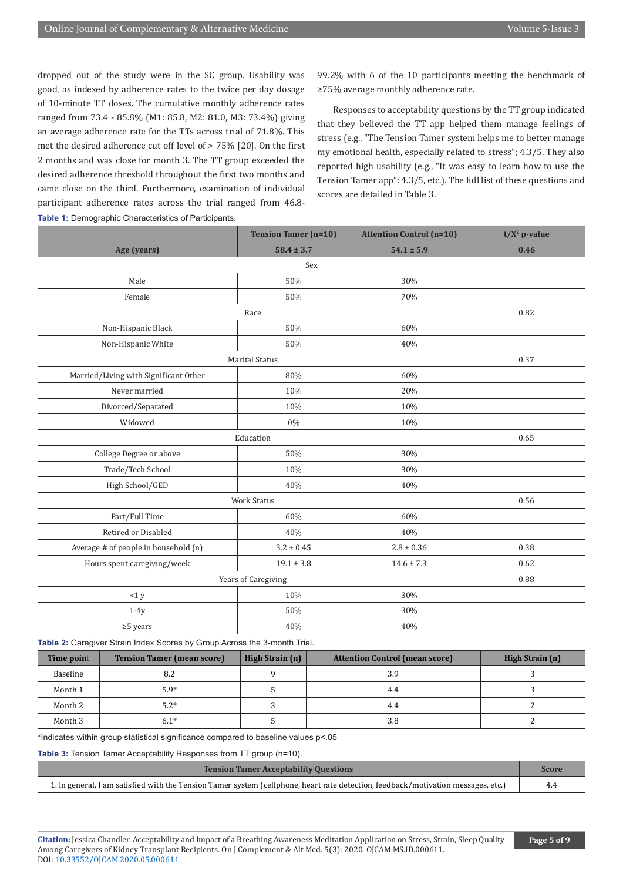dropped out of the study were in the SC group. Usability was good, as indexed by adherence rates to the twice per day dosage of 10-minute TT doses. The cumulative monthly adherence rates ranged from 73.4 - 85.8% (M1: 85.8, M2: 81.0, M3: 73.4%) giving an average adherence rate for the TTs across trial of 71.8%. This met the desired adherence cut off level of > 75% [20]. On the first 2 months and was close for month 3. The TT group exceeded the desired adherence threshold throughout the first two months and came close on the third. Furthermore, examination of individual participant adherence rates across the trial ranged from 46.8-99.2% with 6 of the 10 participants meeting the benchmark of ≥75% average monthly adherence rate.

Responses to acceptability questions by the TT group indicated that they believed the TT app helped them manage feelings of stress (e.g., "The Tension Tamer system helps me to better manage my emotional health, especially related to stress"; 4.3/5. They also reported high usability (e.g., "It was easy to learn how to use the Tension Tamer app": 4.3/5, etc.). The full list of these questions and scores are detailed in Table 3.

**Table 1:** Demographic Characteristics of Participants.

| | Tension Tamer (n=10) | Attention Control (n=10) | t/$X^2$ p-value |
|---|---|---|---|
| **Age (years)** | **58.4 ± 3.7** | **54.1 ± 5.9** | **0.46** |
| Sex | | | |
| Male | 50% | 30% | |
| Female | 50% | 70% | |
| Race | | | 0.82 |
| Non-Hispanic Black | 50% | 60% | |
| Non-Hispanic White | 50% | 40% | |
| Marital Status | | | 0.37 |
| Married/Living with Significant Other | 80% | 60% | |
| Never married | 10% | 20% | |
| Divorced/Separated | 10% | 10% | |
| Widowed | 0% | 10% | |
| Education | | | 0.65 |
| College Degree or above | 50% | 30% | |
| Trade/Tech School | 10% | 30% | |
| High School/GED | 40% | 40% | |
| Work Status | | | 0.56 |
| Part/Full Time | 60% | 60% | |
| Retired or Disabled | 40% | 40% | |
| Average # of people in household (n) | 3.2 ± 0.45 | 2.8 ± 0.36 | 0.38 |
| Hours spent caregiving/week | 19.1 ± 3.8 | 14.6 ± 7.3 | 0.62 |
| Years of Caregiving | | | 0.88 |
| <1 y | 10% | 30% | |
| 1-4y | 50% | 30% | |
| ≥5 years | 40% | 40% | |

**Table 2:** Caregiver Strain Index Scores by Group Across the 3-month Trial.

| Time point | Tension Tamer (mean score) | High Strain (n) | Attention Control (mean score) | High Strain (n) |
|---|---|---|---|---|
| Baseline | 8.2 | 9 | 3.9 | 3 |
| Month 1 | 5.9* | 5 | 4.4 | 3 |
| Month 2 | 5.2* | 3 | 4.4 | 2 |
| Month 3 | 6.1* | 5 | 3.8 | 2 |

*Indicates within group statistical significance compared to baseline values p<.05

**Table 3:** Tension Tamer Acceptability Responses from TT group (n=10).

| Tension Tamer Acceptability Questions | Score |
|---|---|
| 1. In general, I am satisfied with the Tension Tamer system (cellphone, heart rate detection, feedback/motivation messages, etc.) | 4.4 |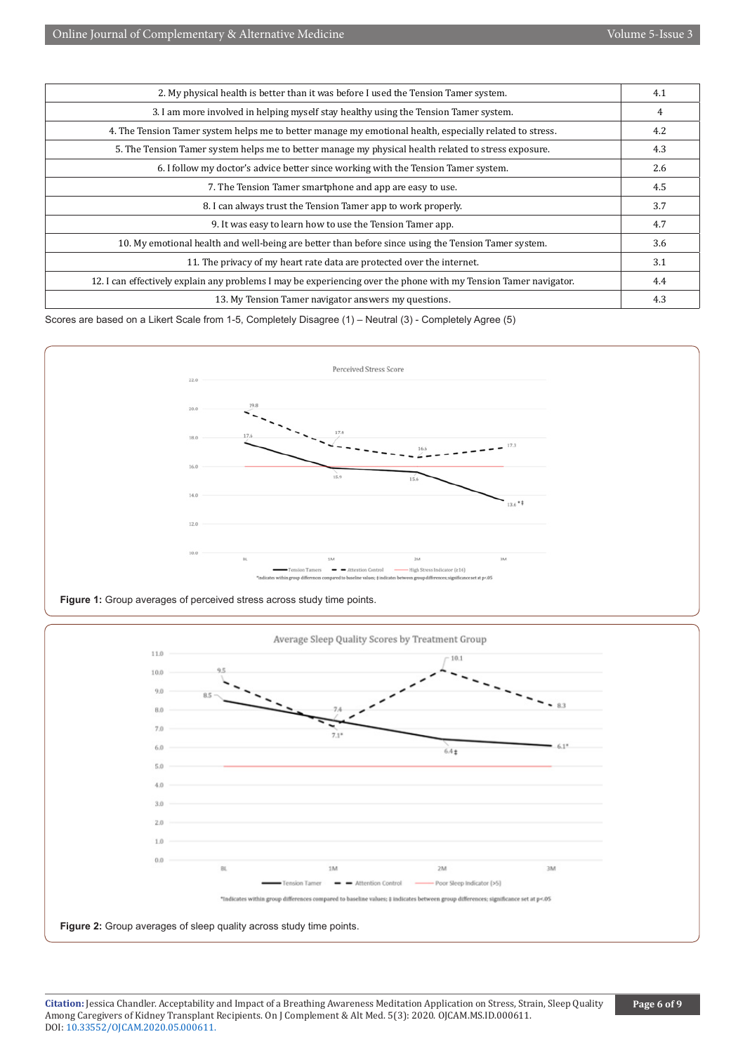| | |
|---|---|
| 2. My physical health is better than it was before I used the Tension Tamer system. | 4.1 |
| 3. I am more involved in helping myself stay healthy using the Tension Tamer system. | 4 |
| 4. The Tension Tamer system helps me to better manage my emotional health, especially related to stress. | 4.2 |
| 5. The Tension Tamer system helps me to better manage my physical health related to stress exposure. | 4.3 |
| 6. I follow my doctor's advice better since working with the Tension Tamer system. | 2.6 |
| 7. The Tension Tamer smartphone and app are easy to use. | 4.5 |
| 8. I can always trust the Tension Tamer app to work properly. | 3.7 |
| 9. It was easy to learn how to use the Tension Tamer app. | 4.7 |
| 10. My emotional health and well-being are better than before since using the Tension Tamer system. | 3.6 |
| 11. The privacy of my heart rate data are protected over the internet. | 3.1 |
| 12. I can effectively explain any problems I may be experiencing over the phone with my Tension Tamer navigator. | 4.4 |
| 13. My Tension Tamer navigator answers my questions. | 4.3 |

Scores are based on a Likert Scale from 1-5, Completely Disagree (1) – Neutral (3) - Completely Agree (5)

**Figure 1:** Group averages of perceived stress across study time points.

**Figure 2:** Group averages of sleep quality across study time points.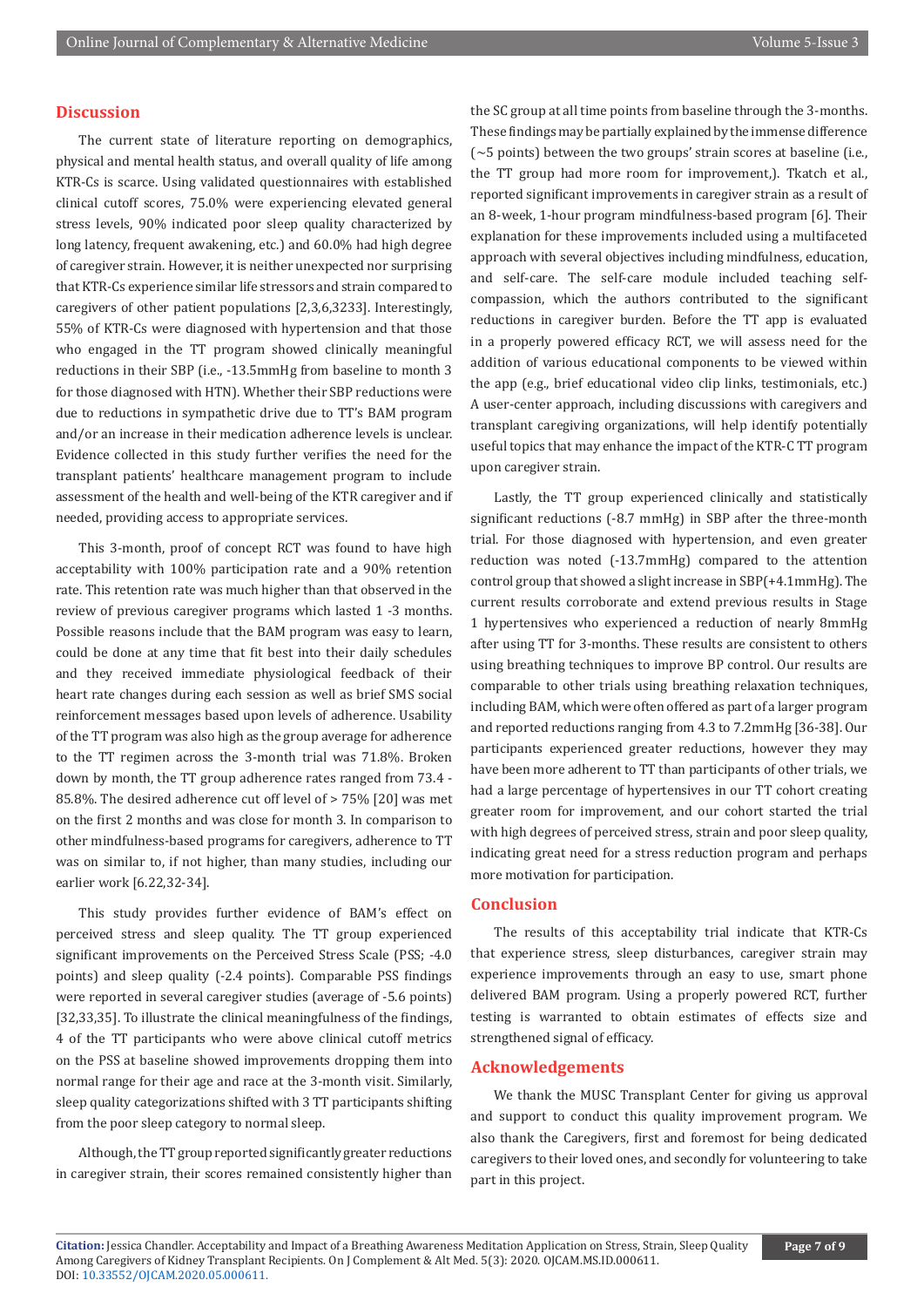## Discussion

The current state of literature reporting on demographics, physical and mental health status, and overall quality of life among KTR-Cs is scarce. Using validated questionnaires with established clinical cutoff scores, 75.0% were experiencing elevated general stress levels, 90% indicated poor sleep quality characterized by long latency, frequent awakening, etc.) and 60.0% had high degree of caregiver strain. However, it is neither unexpected nor surprising that KTR-Cs experience similar life stressors and strain compared to caregivers of other patient populations [2,3,6,3233]. Interestingly, 55% of KTR-Cs were diagnosed with hypertension and that those who engaged in the TT program showed clinically meaningful reductions in their SBP (i.e., -13.5mmHg from baseline to month 3 for those diagnosed with HTN). Whether their SBP reductions were due to reductions in sympathetic drive due to TT's BAM program and/or an increase in their medication adherence levels is unclear. Evidence collected in this study further verifies the need for the transplant patients' healthcare management program to include assessment of the health and well-being of the KTR caregiver and if needed, providing access to appropriate services.

This 3-month, proof of concept RCT was found to have high acceptability with 100% participation rate and a 90% retention rate. This retention rate was much higher than that observed in the review of previous caregiver programs which lasted 1 -3 months. Possible reasons include that the BAM program was easy to learn, could be done at any time that fit best into their daily schedules and they received immediate physiological feedback of their heart rate changes during each session as well as brief SMS social reinforcement messages based upon levels of adherence. Usability of the TT program was also high as the group average for adherence to the TT regimen across the 3-month trial was 71.8%. Broken down by month, the TT group adherence rates ranged from 73.4 - 85.8%. The desired adherence cut off level of > 75% [20] was met on the first 2 months and was close for month 3. In comparison to other mindfulness-based programs for caregivers, adherence to TT was on similar to, if not higher, than many studies, including our earlier work [6.22,32-34].

This study provides further evidence of BAM's effect on perceived stress and sleep quality. The TT group experienced significant improvements on the Perceived Stress Scale (PSS; -4.0 points) and sleep quality (-2.4 points). Comparable PSS findings were reported in several caregiver studies (average of -5.6 points) [32,33,35]. To illustrate the clinical meaningfulness of the findings, 4 of the TT participants who were above clinical cutoff metrics on the PSS at baseline showed improvements dropping them into normal range for their age and race at the 3-month visit. Similarly, sleep quality categorizations shifted with 3 TT participants shifting from the poor sleep category to normal sleep.

Although, the TT group reported significantly greater reductions in caregiver strain, their scores remained consistently higher than the SC group at all time points from baseline through the 3-months. These findings may be partially explained by the immense difference (~5 points) between the two groups' strain scores at baseline (i.e., the TT group had more room for improvement,). Tkatch et al., reported significant improvements in caregiver strain as a result of an 8-week, 1-hour program mindfulness-based program [6]. Their explanation for these improvements included using a multifaceted approach with several objectives including mindfulness, education, and self-care. The self-care module included teaching self-compassion, which the authors contributed to the significant reductions in caregiver burden. Before the TT app is evaluated in a properly powered efficacy RCT, we will assess need for the addition of various educational components to be viewed within the app (e.g., brief educational video clip links, testimonials, etc.) A user-center approach, including discussions with caregivers and transplant caregiving organizations, will help identify potentially useful topics that may enhance the impact of the KTR-C TT program upon caregiver strain.

Lastly, the TT group experienced clinically and statistically significant reductions (-8.7 mmHg) in SBP after the three-month trial. For those diagnosed with hypertension, and even greater reduction was noted (-13.7mmHg) compared to the attention control group that showed a slight increase in SBP(+4.1mmHg). The current results corroborate and extend previous results in Stage 1 hypertensives who experienced a reduction of nearly 8mmHg after using TT for 3-months. These results are consistent to others using breathing techniques to improve BP control. Our results are comparable to other trials using breathing relaxation techniques, including BAM, which were often offered as part of a larger program and reported reductions ranging from 4.3 to 7.2mmHg [36-38]. Our participants experienced greater reductions, however they may have been more adherent to TT than participants of other trials, we had a large percentage of hypertensives in our TT cohort creating greater room for improvement, and our cohort started the trial with high degrees of perceived stress, strain and poor sleep quality, indicating great need for a stress reduction program and perhaps more motivation for participation.

## Conclusion

The results of this acceptability trial indicate that KTR-Cs that experience stress, sleep disturbances, caregiver strain may experience improvements through an easy to use, smart phone delivered BAM program. Using a properly powered RCT, further testing is warranted to obtain estimates of effects size and strengthened signal of efficacy.

## Acknowledgements

We thank the MUSC Transplant Center for giving us approval and support to conduct this quality improvement program. We also thank the Caregivers, first and foremost for being dedicated caregivers to their loved ones, and secondly for volunteering to take part in this project.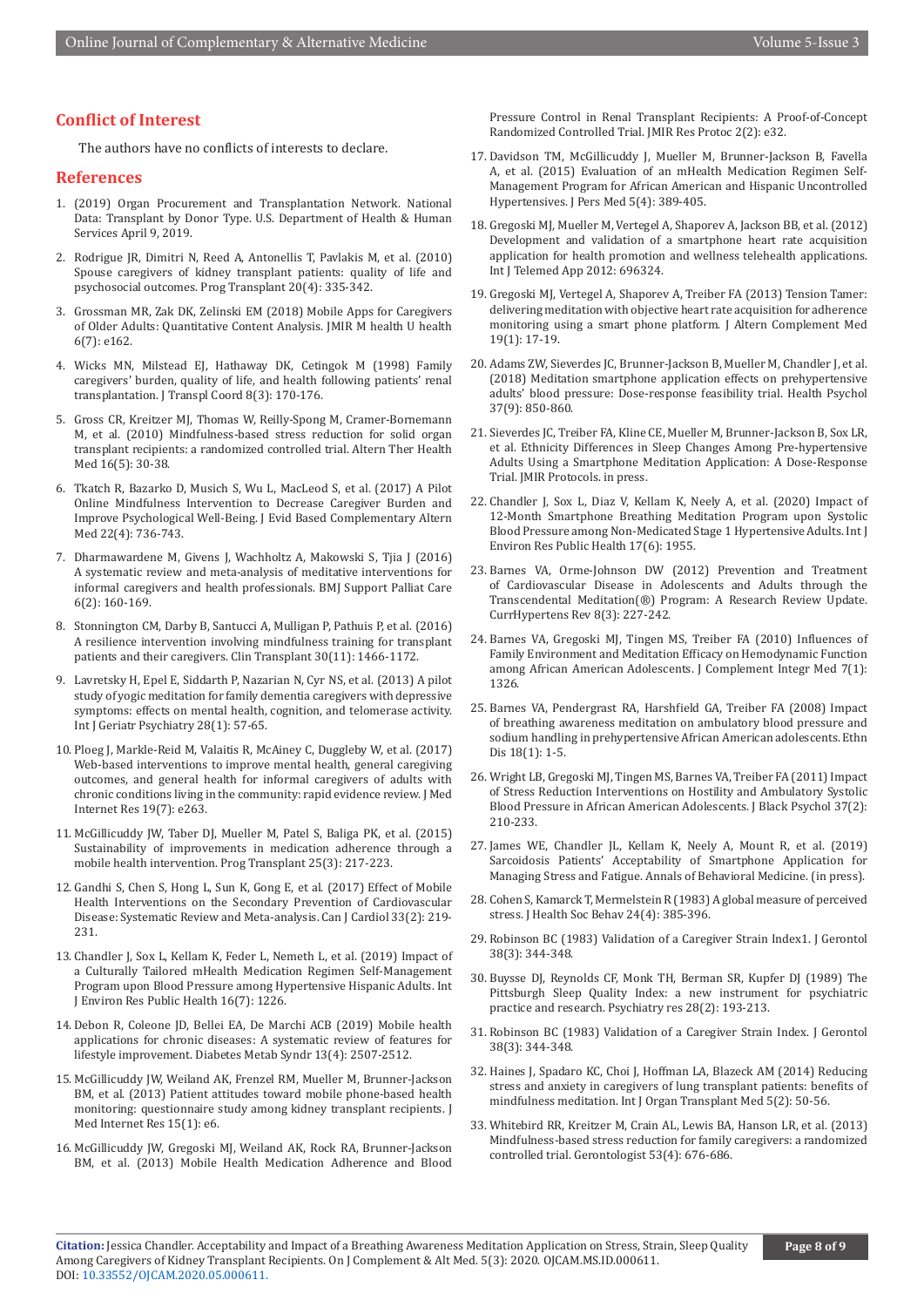## Conflict of Interest

The authors have no conflicts of interests to declare.

## References

1. (2019) Organ Procurement and Transplantation Network. National Data: Transplant by Donor Type. U.S. Department of Health & Human Services April 9, 2019.
2. Rodrigue JR, Dimitri N, Reed A, Antonellis T, Pavlakis M, et al. (2010) Spouse caregivers of kidney transplant patients: quality of life and psychosocial outcomes. Prog Transplant 20(4): 335-342.
3. Grossman MR, Zak DK, Zelinski EM (2018) Mobile Apps for Caregivers of Older Adults: Quantitative Content Analysis. JMIR M health U health 6(7): e162.
4. Wicks MN, Milstead EJ, Hathaway DK, Cetingok M (1998) Family caregivers' burden, quality of life, and health following patients' renal transplantation. J Transpl Coord 8(3): 170-176.
5. Gross CR, Kreitzer MJ, Thomas W, Reilly-Spong M, Cramer-Bornemann M, et al. (2010) Mindfulness-based stress reduction for solid organ transplant recipients: a randomized controlled trial. Altern Ther Health Med 16(5): 30-38.
6. Tkatch R, Bazarko D, Musich S, Wu L, MacLeod S, et al. (2017) A Pilot Online Mindfulness Intervention to Decrease Caregiver Burden and Improve Psychological Well-Being. J Evid Based Complementary Altern Med 22(4): 736-743.
7. Dharmawardene M, Givens J, Wachholtz A, Makowski S, Tjia J (2016) A systematic review and meta-analysis of meditative interventions for informal caregivers and health professionals. BMJ Support Palliat Care 6(2): 160-169.
8. Stonnington CM, Darby B, Santucci A, Mulligan P, Pathuis P, et al. (2016) A resilience intervention involving mindfulness training for transplant patients and their caregivers. Clin Transplant 30(11): 1466-1172.
9. Lavretsky H, Epel E, Siddarth P, Nazarian N, Cyr NS, et al. (2013) A pilot study of yogic meditation for family dementia caregivers with depressive symptoms: effects on mental health, cognition, and telomerase activity. Int J Geriatr Psychiatry 28(1): 57-65.
10. Ploeg J, Markle-Reid M, Valaitis R, McAiney C, Duggleby W, et al. (2017) Web-based interventions to improve mental health, general caregiving outcomes, and general health for informal caregivers of adults with chronic conditions living in the community: rapid evidence review. J Med Internet Res 19(7): e263.
11. McGillicuddy JW, Taber DJ, Mueller M, Patel S, Baliga PK, et al. (2015) Sustainability of improvements in medication adherence through a mobile health intervention. Prog Transplant 25(3): 217-223.
12. Gandhi S, Chen S, Hong L, Sun K, Gong E, et al. (2017) Effect of Mobile Health Interventions on the Secondary Prevention of Cardiovascular Disease: Systematic Review and Meta-analysis. Can J Cardiol 33(2): 219-231.
13. Chandler J, Sox L, Kellam K, Feder L, Nemeth L, et al. (2019) Impact of a Culturally Tailored mHealth Medication Regimen Self-Management Program upon Blood Pressure among Hypertensive Hispanic Adults. Int J Environ Res Public Health 16(7): 1226.
14. Debon R, Coleone JD, Bellei EA, De Marchi ACB (2019) Mobile health applications for chronic diseases: A systematic review of features for lifestyle improvement. Diabetes Metab Syndr 13(4): 2507-2512.
15. McGillicuddy JW, Weiland AK, Frenzel RM, Mueller M, Brunner-Jackson BM, et al. (2013) Patient attitudes toward mobile phone-based health monitoring: questionnaire study among kidney transplant recipients. J Med Internet Res 15(1): e6.
16. McGillicuddy JW, Gregoski MJ, Weiland AK, Rock RA, Brunner-Jackson BM, et al. (2013) Mobile Health Medication Adherence and Blood Pressure Control in Renal Transplant Recipients: A Proof-of-Concept Randomized Controlled Trial. JMIR Res Protoc 2(2): e32.
17. Davidson TM, McGillicuddy J, Mueller M, Brunner-Jackson B, Favella A, et al. (2015) Evaluation of an mHealth Medication Regimen Self-Management Program for African American and Hispanic Uncontrolled Hypertensives. J Pers Med 5(4): 389-405.
18. Gregoski MJ, Mueller M, Vertegel A, Shaporev A, Jackson BB, et al. (2012) Development and validation of a smartphone heart rate acquisition application for health promotion and wellness telehealth applications. Int J Telemed App 2012: 696324.
19. Gregoski MJ, Vertegel A, Shaporev A, Treiber FA (2013) Tension Tamer: delivering meditation with objective heart rate acquisition for adherence monitoring using a smart phone platform. J Altern Complement Med 19(1): 17-19.
20. Adams ZW, Sieverdes JC, Brunner-Jackson B, Mueller M, Chandler J, et al. (2018) Meditation smartphone application effects on prehypertensive adults' blood pressure: Dose-response feasibility trial. Health Psychol 37(9): 850-860.
21. Sieverdes JC, Treiber FA, Kline CE, Mueller M, Brunner-Jackson B, Sox LR, et al. Ethnicity Differences in Sleep Changes Among Pre-hypertensive Adults Using a Smartphone Meditation Application: A Dose-Response Trial. JMIR Protocols. in press.
22. Chandler J, Sox L, Diaz V, Kellam K, Neely A, et al. (2020) Impact of 12-Month Smartphone Breathing Meditation Program upon Systolic Blood Pressure among Non-Medicated Stage 1 Hypertensive Adults. Int J Environ Res Public Health 17(6): 1955.
23. Barnes VA, Orme-Johnson DW (2012) Prevention and Treatment of Cardiovascular Disease in Adolescents and Adults through the Transcendental Meditation(®) Program: A Research Review Update. CurrHypertens Rev 8(3): 227-242.
24. Barnes VA, Gregoski MJ, Tingen MS, Treiber FA (2010) Influences of Family Environment and Meditation Efficacy on Hemodynamic Function among African American Adolescents. J Complement Integr Med 7(1): 1326.
25. Barnes VA, Pendergrast RA, Harshfield GA, Treiber FA (2008) Impact of breathing awareness meditation on ambulatory blood pressure and sodium handling in prehypertensive African American adolescents. Ethn Dis 18(1): 1-5.
26. Wright LB, Gregoski MJ, Tingen MS, Barnes VA, Treiber FA (2011) Impact of Stress Reduction Interventions on Hostility and Ambulatory Systolic Blood Pressure in African American Adolescents. J Black Psychol 37(2): 210-233.
27. James WE, Chandler JL, Kellam K, Neely A, Mount R, et al. (2019) Sarcoidosis Patients' Acceptability of Smartphone Application for Managing Stress and Fatigue. Annals of Behavioral Medicine. (in press).
28. Cohen S, Kamarck T, Mermelstein R (1983) A global measure of perceived stress. J Health Soc Behav 24(4): 385-396.
29. Robinson BC (1983) Validation of a Caregiver Strain Index1. J Gerontol 38(3): 344-348.
30. Buysse DJ, Reynolds CF, Monk TH, Berman SR, Kupfer DJ (1989) The Pittsburgh Sleep Quality Index: a new instrument for psychiatric practice and research. Psychiatry res 28(2): 193-213.
31. Robinson BC (1983) Validation of a Caregiver Strain Index. J Gerontol 38(3): 344-348.
32. Haines J, Spadaro KC, Choi J, Hoffman LA, Blazeck AM (2014) Reducing stress and anxiety in caregivers of lung transplant patients: benefits of mindfulness meditation. Int J Organ Transplant Med 5(2): 50-56.
33. Whitebird RR, Kreitzer M, Crain AL, Lewis BA, Hanson LR, et al. (2013) Mindfulness-based stress reduction for family caregivers: a randomized controlled trial. Gerontologist 53(4): 676-686.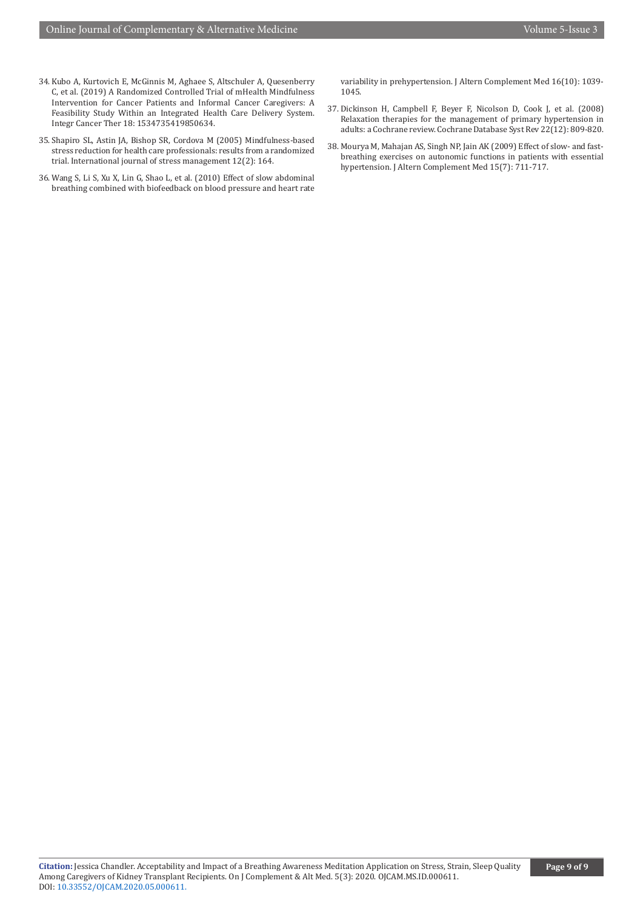34. Kubo A, Kurtovich E, McGinnis M, Aghaee S, Altschuler A, Quesenberry C, et al. (2019) A Randomized Controlled Trial of mHealth Mindfulness Intervention for Cancer Patients and Informal Cancer Caregivers: A Feasibility Study Within an Integrated Health Care Delivery System. Integr Cancer Ther 18: 1534735419850634.
35. Shapiro SL, Astin JA, Bishop SR, Cordova M (2005) Mindfulness-based stress reduction for health care professionals: results from a randomized trial. International journal of stress management 12(2): 164.
36. Wang S, Li S, Xu X, Lin G, Shao L, et al. (2010) Effect of slow abdominal breathing combined with biofeedback on blood pressure and heart rate variability in prehypertension. J Altern Complement Med 16(10): 1039-1045.
37. Dickinson H, Campbell F, Beyer F, Nicolson D, Cook J, et al. (2008) Relaxation therapies for the management of primary hypertension in adults: a Cochrane review. Cochrane Database Syst Rev 22(12): 809-820.
38. Mourya M, Mahajan AS, Singh NP, Jain AK (2009) Effect of slow- and fast-breathing exercises on autonomic functions in patients with essential hypertension. J Altern Complement Med 15(7): 711-717.